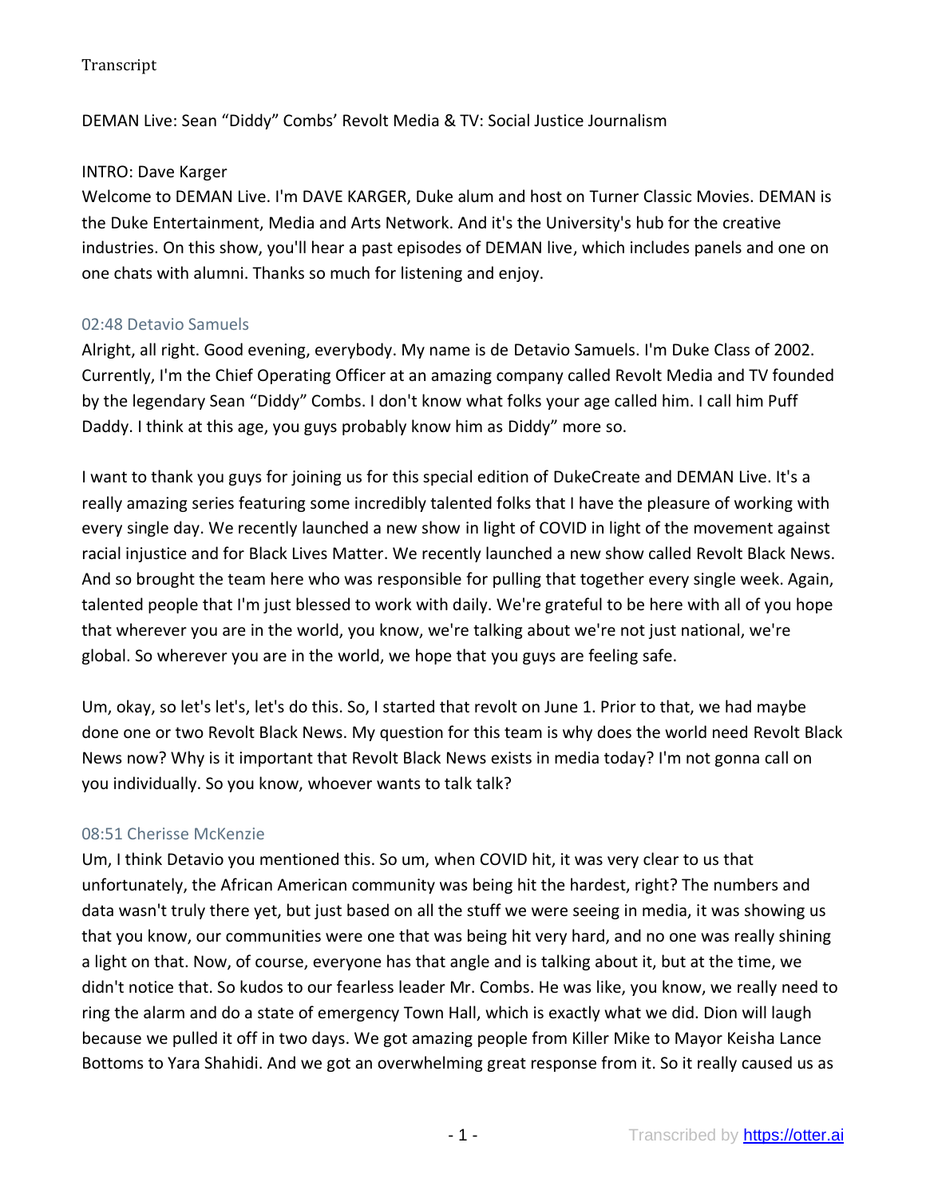Transcript

DEMAN Live: Sean “Diddy” Combs’ Revolt Media & TV: Social Justice Journalism

INTRO: Dave Karger

Welcome to DEMAN Live. I'm DAVE KARGER, Duke alum and host on Turner Classic Movies. DEMAN is the Duke Entertainment, Media and Arts Network. And it's the University's hub for the creative industries. On this show, you'll hear a past episodes of DEMAN live, which includes panels and one on one chats with alumni. Thanks so much for listening and enjoy.

02:48 Detavio Samuels

Alright, all right. Good evening, everybody. My name is de Detavio Samuels. I'm Duke Class of 2002. Currently, I'm the Chief Operating Officer at an amazing company called Revolt Media and TV founded by the legendary Sean “Diddy” Combs. I don't know what folks your age called him. I call him Puff Daddy. I think at this age, you guys probably know him as Diddy” more so.

I want to thank you guys for joining us for this special edition of DukeCreate and DEMAN Live. It's a really amazing series featuring some incredibly talented folks that I have the pleasure of working with every single day. We recently launched a new show in light of COVID in light of the movement against racial injustice and for Black Lives Matter. We recently launched a new show called Revolt Black News. And so brought the team here who was responsible for pulling that together every single week. Again, talented people that I'm just blessed to work with daily. We're grateful to be here with all of you hope that wherever you are in the world, you know, we're talking about we're not just national, we're global. So wherever you are in the world, we hope that you guys are feeling safe.

Um, okay, so let's let's, let's do this. So, I started that revolt on June 1. Prior to that, we had maybe done one or two Revolt Black News. My question for this team is why does the world need Revolt Black News now? Why is it important that Revolt Black News exists in media today? I'm not gonna call on you individually. So you know, whoever wants to talk talk?

08:51 Cherisse McKenzie

Um, I think Detavio you mentioned this. So um, when COVID hit, it was very clear to us that unfortunately, the African American community was being hit the hardest, right? The numbers and data wasn't truly there yet, but just based on all the stuff we were seeing in media, it was showing us that you know, our communities were one that was being hit very hard, and no one was really shining a light on that. Now, of course, everyone has that angle and is talking about it, but at the time, we didn't notice that. So kudos to our fearless leader Mr. Combs. He was like, you know, we really need to ring the alarm and do a state of emergency Town Hall, which is exactly what we did. Dion will laugh because we pulled it off in two days. We got amazing people from Killer Mike to Mayor Keisha Lance Bottoms to Yara Shahidi. And we got an overwhelming great response from it. So it really caused us as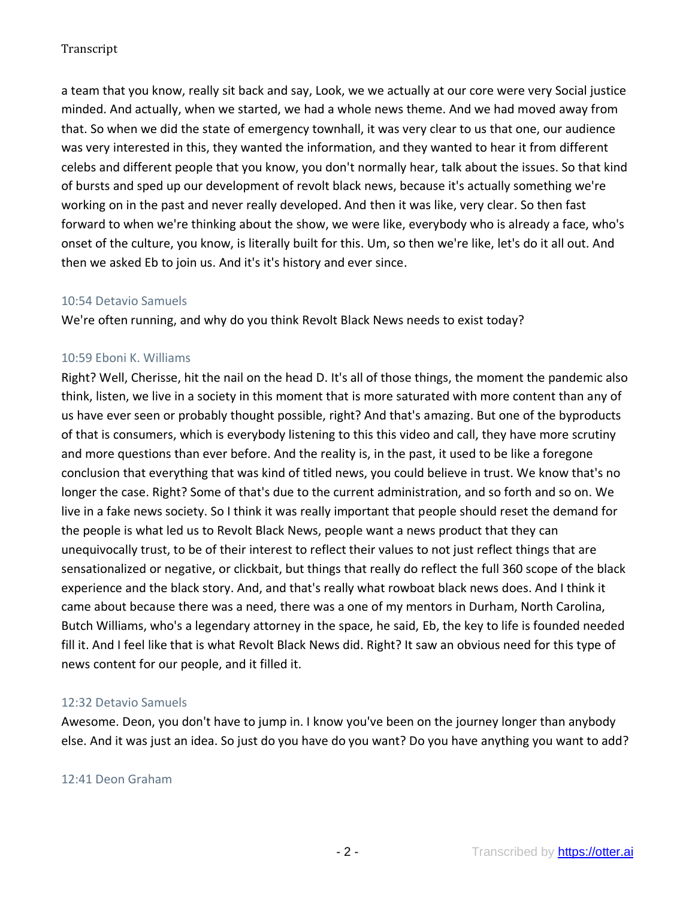a team that you know, really sit back and say, Look, we we actually at our core were very Social justice minded. And actually, when we started, we had a whole news theme. And we had moved away from that. So when we did the state of emergency townhall, it was very clear to us that one, our audience was very interested in this, they wanted the information, and they wanted to hear it from different celebs and different people that you know, you don't normally hear, talk about the issues. So that kind of bursts and sped up our development of revolt black news, because it's actually something we're working on in the past and never really developed. And then it was like, very clear. So then fast forward to when we're thinking about the show, we were like, everybody who is already a face, who's onset of the culture, you know, is literally built for this. Um, so then we're like, let's do it all out. And then we asked Eb to join us. And it's it's history and ever since.

10:54 Detavio Samuels

We're often running, and why do you think Revolt Black News needs to exist today?

10:59 Eboni K. Williams

Right? Well, Cherisse, hit the nail on the head D. It's all of those things, the moment the pandemic also think, listen, we live in a society in this moment that is more saturated with more content than any of us have ever seen or probably thought possible, right? And that's amazing. But one of the byproducts of that is consumers, which is everybody listening to this this video and call, they have more scrutiny and more questions than ever before. And the reality is, in the past, it used to be like a foregone conclusion that everything that was kind of titled news, you could believe in trust. We know that's no longer the case. Right? Some of that's due to the current administration, and so forth and so on. We live in a fake news society. So I think it was really important that people should reset the demand for the people is what led us to Revolt Black News, people want a news product that they can unequivocally trust, to be of their interest to reflect their values to not just reflect things that are sensationalized or negative, or clickbait, but things that really do reflect the full 360 scope of the black experience and the black story. And, and that's really what rowboat black news does. And I think it came about because there was a need, there was a one of my mentors in Durham, North Carolina, Butch Williams, who's a legendary attorney in the space, he said, Eb, the key to life is founded needed fill it. And I feel like that is what Revolt Black News did. Right? It saw an obvious need for this type of news content for our people, and it filled it.

12:32 Detavio Samuels

Awesome. Deon, you don't have to jump in. I know you've been on the journey longer than anybody else. And it was just an idea. So just do you have do you want? Do you have anything you want to add?

12:41 Deon Graham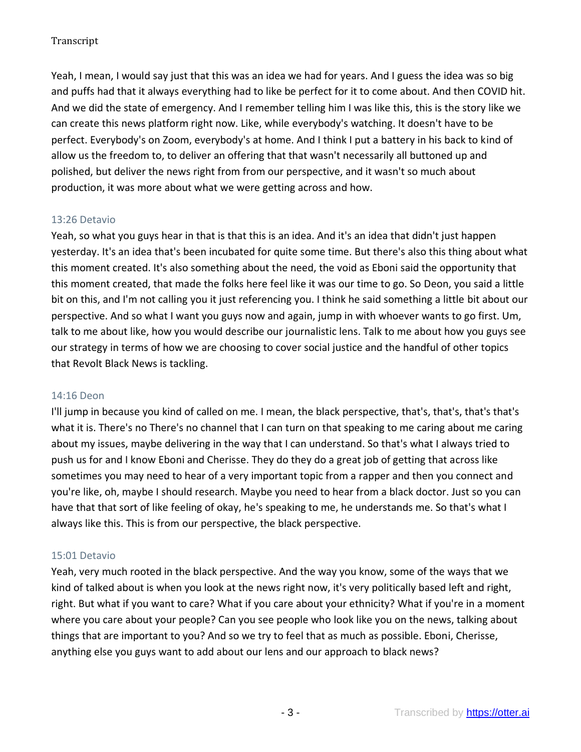Yeah, I mean, I would say just that this was an idea we had for years. And I guess the idea was so big and puffs had that it always everything had to like be perfect for it to come about. And then COVID hit. And we did the state of emergency. And I remember telling him I was like this, this is the story like we can create this news platform right now. Like, while everybody's watching. It doesn't have to be perfect. Everybody's on Zoom, everybody's at home. And I think I put a battery in his back to kind of allow us the freedom to, to deliver an offering that that wasn't necessarily all buttoned up and polished, but deliver the news right from from our perspective, and it wasn't so much about production, it was more about what we were getting across and how.

13:26 Detavio

Yeah, so what you guys hear in that is that this is an idea. And it's an idea that didn't just happen yesterday. It's an idea that's been incubated for quite some time. But there's also this thing about what this moment created. It's also something about the need, the void as Eboni said the opportunity that this moment created, that made the folks here feel like it was our time to go. So Deon, you said a little bit on this, and I'm not calling you it just referencing you. I think he said something a little bit about our perspective. And so what I want you guys now and again, jump in with whoever wants to go first. Um, talk to me about like, how you would describe our journalistic lens. Talk to me about how you guys see our strategy in terms of how we are choosing to cover social justice and the handful of other topics that Revolt Black News is tackling.

14:16 Deon

I'll jump in because you kind of called on me. I mean, the black perspective, that's, that's, that's that's what it is. There's no There's no channel that I can turn on that speaking to me caring about me caring about my issues, maybe delivering in the way that I can understand. So that's what I always tried to push us for and I know Eboni and Cherisse. They do they do a great job of getting that across like sometimes you may need to hear of a very important topic from a rapper and then you connect and you're like, oh, maybe I should research. Maybe you need to hear from a black doctor. Just so you can have that that sort of like feeling of okay, he's speaking to me, he understands me. So that's what I always like this. This is from our perspective, the black perspective.

15:01 Detavio

Yeah, very much rooted in the black perspective. And the way you know, some of the ways that we kind of talked about is when you look at the news right now, it's very politically based left and right, right. But what if you want to care? What if you care about your ethnicity? What if you're in a moment where you care about your people? Can you see people who look like you on the news, talking about things that are important to you? And so we try to feel that as much as possible. Eboni, Cherisse, anything else you guys want to add about our lens and our approach to black news?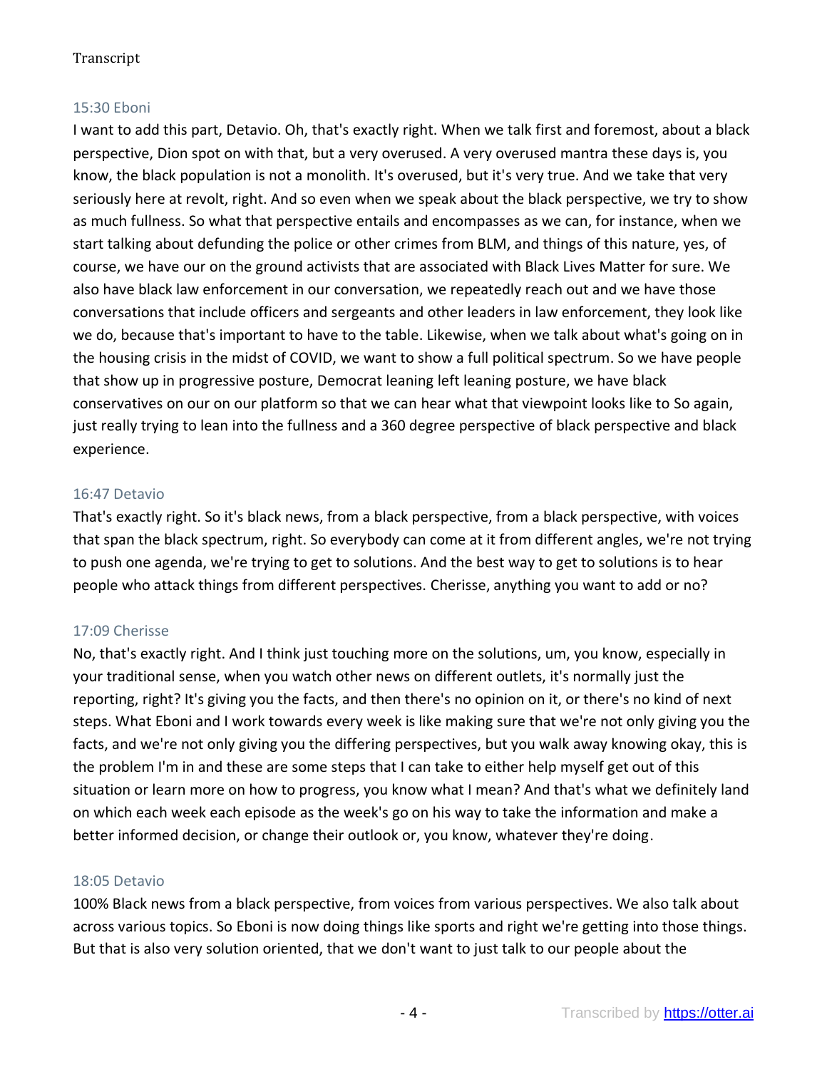15:30 Eboni

I want to add this part, Detavio. Oh, that's exactly right. When we talk first and foremost, about a black perspective, Dion spot on with that, but a very overused. A very overused mantra these days is, you know, the black population is not a monolith. It's overused, but it's very true. And we take that very seriously here at revolt, right. And so even when we speak about the black perspective, we try to show as much fullness. So what that perspective entails and encompasses as we can, for instance, when we start talking about defunding the police or other crimes from BLM, and things of this nature, yes, of course, we have our on the ground activists that are associated with Black Lives Matter for sure. We also have black law enforcement in our conversation, we repeatedly reach out and we have those conversations that include officers and sergeants and other leaders in law enforcement, they look like we do, because that's important to have to the table. Likewise, when we talk about what's going on in the housing crisis in the midst of COVID, we want to show a full political spectrum. So we have people that show up in progressive posture, Democrat leaning left leaning posture, we have black conservatives on our on our platform so that we can hear what that viewpoint looks like to So again, just really trying to lean into the fullness and a 360 degree perspective of black perspective and black experience.

16:47 Detavio

That's exactly right. So it's black news, from a black perspective, from a black perspective, with voices that span the black spectrum, right. So everybody can come at it from different angles, we're not trying to push one agenda, we're trying to get to solutions. And the best way to get to solutions is to hear people who attack things from different perspectives. Cherisse, anything you want to add or no?

17:09 Cherisse

No, that's exactly right. And I think just touching more on the solutions, um, you know, especially in your traditional sense, when you watch other news on different outlets, it's normally just the reporting, right? It's giving you the facts, and then there's no opinion on it, or there's no kind of next steps. What Eboni and I work towards every week is like making sure that we're not only giving you the facts, and we're not only giving you the differing perspectives, but you walk away knowing okay, this is the problem I'm in and these are some steps that I can take to either help myself get out of this situation or learn more on how to progress, you know what I mean? And that's what we definitely land on which each week each episode as the week's go on his way to take the information and make a better informed decision, or change their outlook or, you know, whatever they're doing.

18:05 Detavio

100% Black news from a black perspective, from voices from various perspectives. We also talk about across various topics. So Eboni is now doing things like sports and right we're getting into those things. But that is also very solution oriented, that we don't want to just talk to our people about the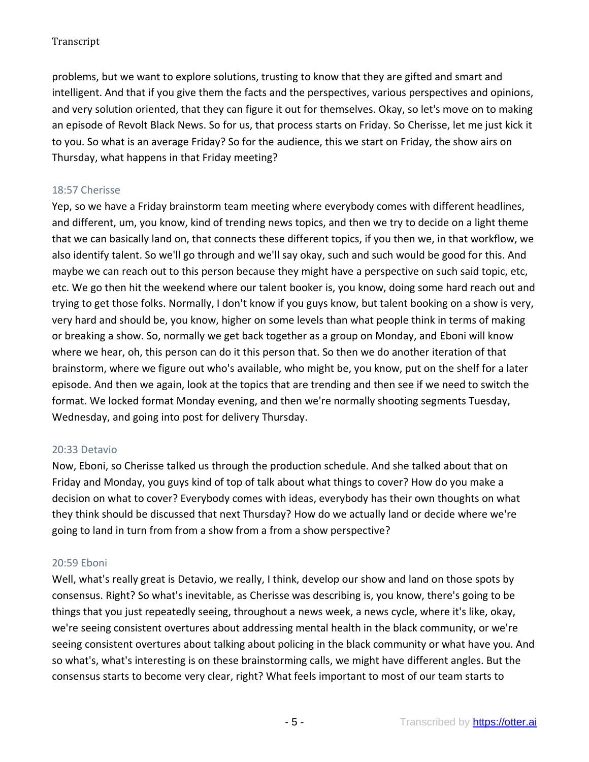problems, but we want to explore solutions, trusting to know that they are gifted and smart and intelligent. And that if you give them the facts and the perspectives, various perspectives and opinions, and very solution oriented, that they can figure it out for themselves. Okay, so let's move on to making an episode of Revolt Black News. So for us, that process starts on Friday. So Cherisse, let me just kick it to you. So what is an average Friday? So for the audience, this we start on Friday, the show airs on Thursday, what happens in that Friday meeting?

18:57 Cherisse

Yep, so we have a Friday brainstorm team meeting where everybody comes with different headlines, and different, um, you know, kind of trending news topics, and then we try to decide on a light theme that we can basically land on, that connects these different topics, if you then we, in that workflow, we also identify talent. So we'll go through and we'll say okay, such and such would be good for this. And maybe we can reach out to this person because they might have a perspective on such said topic, etc, etc. We go then hit the weekend where our talent booker is, you know, doing some hard reach out and trying to get those folks. Normally, I don't know if you guys know, but talent booking on a show is very, very hard and should be, you know, higher on some levels than what people think in terms of making or breaking a show. So, normally we get back together as a group on Monday, and Eboni will know where we hear, oh, this person can do it this person that. So then we do another iteration of that brainstorm, where we figure out who's available, who might be, you know, put on the shelf for a later episode. And then we again, look at the topics that are trending and then see if we need to switch the format. We locked format Monday evening, and then we're normally shooting segments Tuesday, Wednesday, and going into post for delivery Thursday.

20:33 Detavio

Now, Eboni, so Cherisse talked us through the production schedule. And she talked about that on Friday and Monday, you guys kind of top of talk about what things to cover? How do you make a decision on what to cover? Everybody comes with ideas, everybody has their own thoughts on what they think should be discussed that next Thursday? How do we actually land or decide where we're going to land in turn from from a show from a from a show perspective?

20:59 Eboni

Well, what's really great is Detavio, we really, I think, develop our show and land on those spots by consensus. Right? So what's inevitable, as Cherisse was describing is, you know, there's going to be things that you just repeatedly seeing, throughout a news week, a news cycle, where it's like, okay, we're seeing consistent overtures about addressing mental health in the black community, or we're seeing consistent overtures about talking about policing in the black community or what have you. And so what's, what's interesting is on these brainstorming calls, we might have different angles. But the consensus starts to become very clear, right? What feels important to most of our team starts to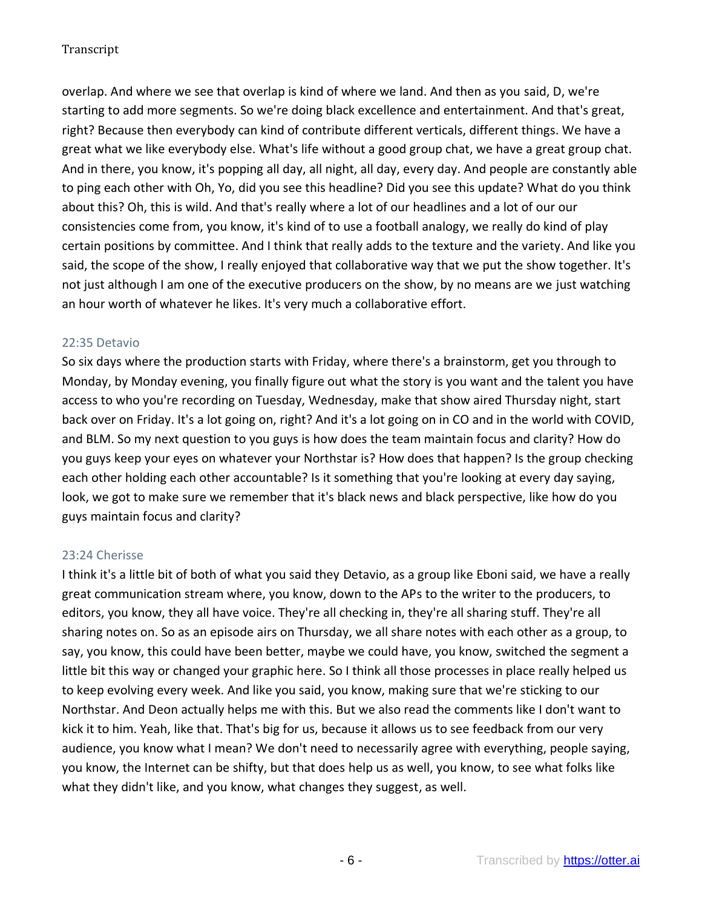overlap. And where we see that overlap is kind of where we land. And then as you said, D, we're starting to add more segments. So we're doing black excellence and entertainment. And that's great, right? Because then everybody can kind of contribute different verticals, different things. We have a great what we like everybody else. What's life without a good group chat, we have a great group chat. And in there, you know, it's popping all day, all night, all day, every day. And people are constantly able to ping each other with Oh, Yo, did you see this headline? Did you see this update? What do you think about this? Oh, this is wild. And that's really where a lot of our headlines and a lot of our our consistencies come from, you know, it's kind of to use a football analogy, we really do kind of play certain positions by committee. And I think that really adds to the texture and the variety. And like you said, the scope of the show, I really enjoyed that collaborative way that we put the show together. It's not just although I am one of the executive producers on the show, by no means are we just watching an hour worth of whatever he likes. It's very much a collaborative effort.

22:35 Detavio

So six days where the production starts with Friday, where there's a brainstorm, get you through to Monday, by Monday evening, you finally figure out what the story is you want and the talent you have access to who you're recording on Tuesday, Wednesday, make that show aired Thursday night, start back over on Friday. It's a lot going on, right? And it's a lot going on in CO and in the world with COVID, and BLM. So my next question to you guys is how does the team maintain focus and clarity? How do you guys keep your eyes on whatever your Northstar is? How does that happen? Is the group checking each other holding each other accountable? Is it something that you're looking at every day saying, look, we got to make sure we remember that it's black news and black perspective, like how do you guys maintain focus and clarity?

23:24 Cherisse

I think it's a little bit of both of what you said they Detavio, as a group like Eboni said, we have a really great communication stream where, you know, down to the APs to the writer to the producers, to editors, you know, they all have voice. They're all checking in, they're all sharing stuff. They're all sharing notes on. So as an episode airs on Thursday, we all share notes with each other as a group, to say, you know, this could have been better, maybe we could have, you know, switched the segment a little bit this way or changed your graphic here. So I think all those processes in place really helped us to keep evolving every week. And like you said, you know, making sure that we're sticking to our Northstar. And Deon actually helps me with this. But we also read the comments like I don't want to kick it to him. Yeah, like that. That's big for us, because it allows us to see feedback from our very audience, you know what I mean? We don't need to necessarily agree with everything, people saying, you know, the Internet can be shifty, but that does help us as well, you know, to see what folks like what they didn't like, and you know, what changes they suggest, as well.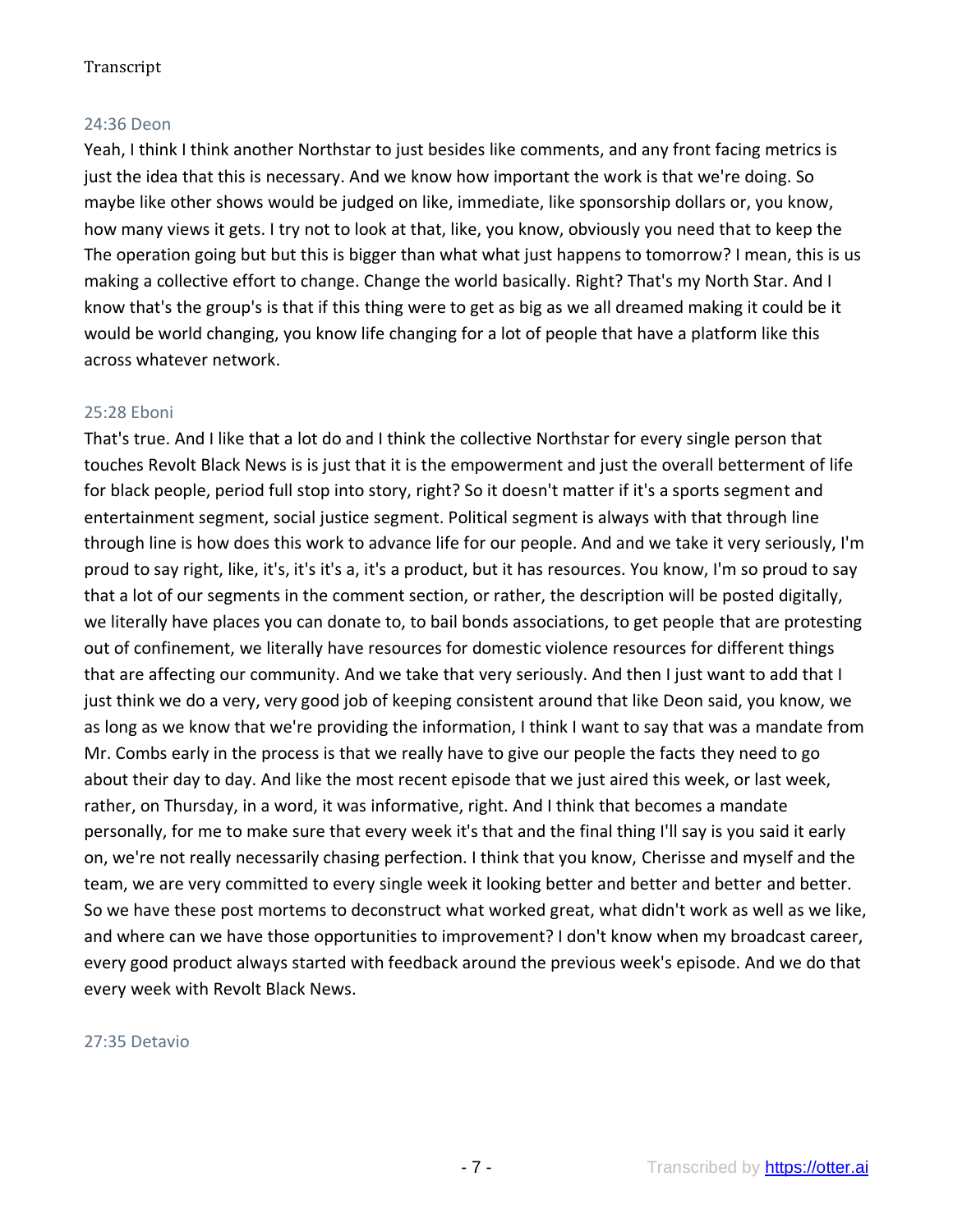24:36 Deon

Yeah, I think I think another Northstar to just besides like comments, and any front facing metrics is just the idea that this is necessary. And we know how important the work is that we're doing. So maybe like other shows would be judged on like, immediate, like sponsorship dollars or, you know, how many views it gets. I try not to look at that, like, you know, obviously you need that to keep the The operation going but but this is bigger than what what just happens to tomorrow? I mean, this is us making a collective effort to change. Change the world basically. Right? That's my North Star. And I know that's the group's is that if this thing were to get as big as we all dreamed making it could be it would be world changing, you know life changing for a lot of people that have a platform like this across whatever network.

25:28 Eboni

That's true. And I like that a lot do and I think the collective Northstar for every single person that touches Revolt Black News is is just that it is the empowerment and just the overall betterment of life for black people, period full stop into story, right? So it doesn't matter if it's a sports segment and entertainment segment, social justice segment. Political segment is always with that through line through line is how does this work to advance life for our people. And and we take it very seriously, I'm proud to say right, like, it's, it's it's a, it's a product, but it has resources. You know, I'm so proud to say that a lot of our segments in the comment section, or rather, the description will be posted digitally, we literally have places you can donate to, to bail bonds associations, to get people that are protesting out of confinement, we literally have resources for domestic violence resources for different things that are affecting our community. And we take that very seriously. And then I just want to add that I just think we do a very, very good job of keeping consistent around that like Deon said, you know, we as long as we know that we're providing the information, I think I want to say that was a mandate from Mr. Combs early in the process is that we really have to give our people the facts they need to go about their day to day. And like the most recent episode that we just aired this week, or last week, rather, on Thursday, in a word, it was informative, right. And I think that becomes a mandate personally, for me to make sure that every week it's that and the final thing I'll say is you said it early on, we're not really necessarily chasing perfection. I think that you know, Cherisse and myself and the team, we are very committed to every single week it looking better and better and better and better. So we have these post mortems to deconstruct what worked great, what didn't work as well as we like, and where can we have those opportunities to improvement? I don't know when my broadcast career, every good product always started with feedback around the previous week's episode. And we do that every week with Revolt Black News.

27:35 Detavio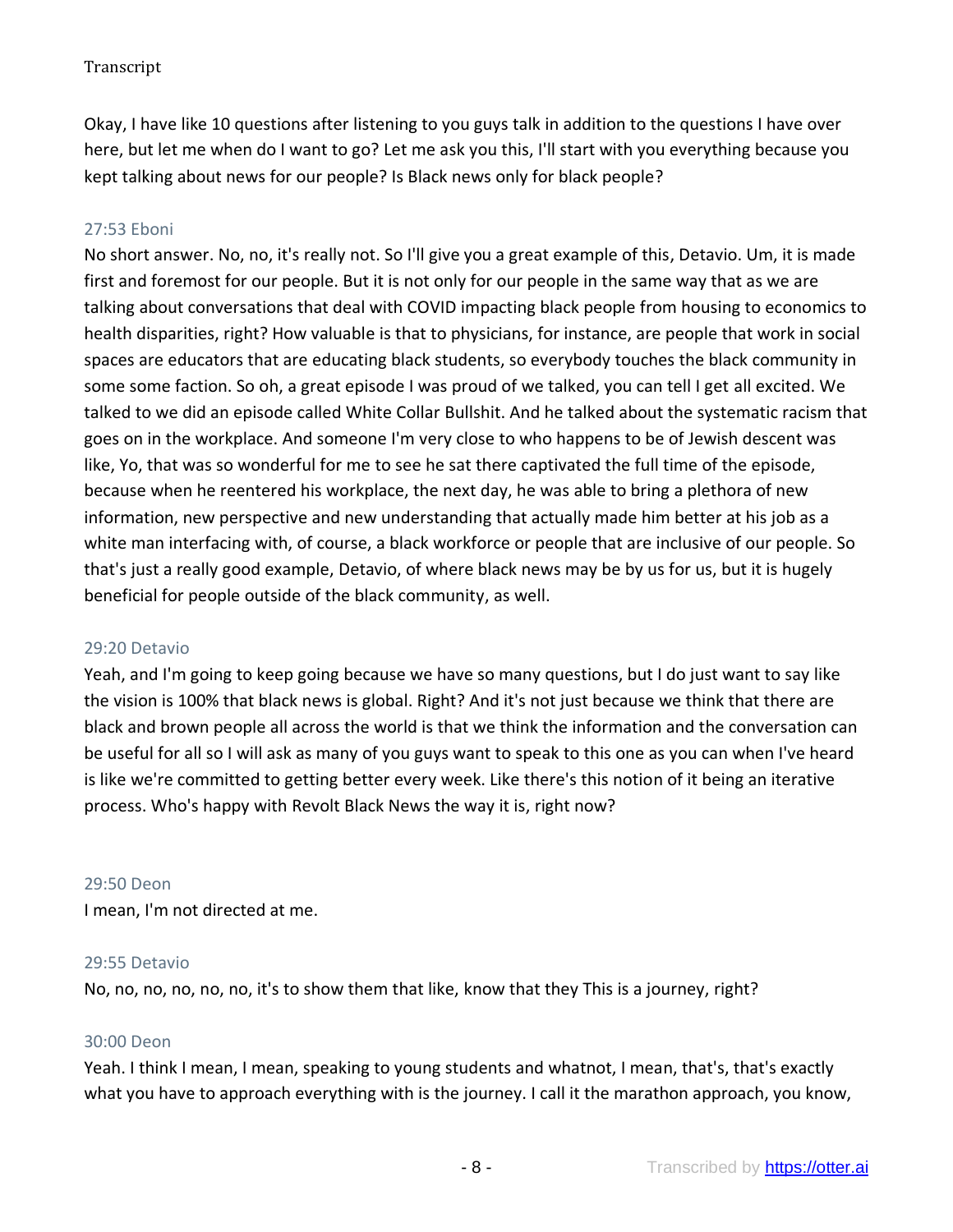Okay, I have like 10 questions after listening to you guys talk in addition to the questions I have over here, but let me when do I want to go? Let me ask you this, I'll start with you everything because you kept talking about news for our people? Is Black news only for black people?

27:53 Eboni

No short answer. No, no, it's really not. So I'll give you a great example of this, Detavio. Um, it is made first and foremost for our people. But it is not only for our people in the same way that as we are talking about conversations that deal with COVID impacting black people from housing to economics to health disparities, right? How valuable is that to physicians, for instance, are people that work in social spaces are educators that are educating black students, so everybody touches the black community in some some faction. So oh, a great episode I was proud of we talked, you can tell I get all excited. We talked to we did an episode called White Collar Bullshit. And he talked about the systematic racism that goes on in the workplace. And someone I'm very close to who happens to be of Jewish descent was like, Yo, that was so wonderful for me to see he sat there captivated the full time of the episode, because when he reentered his workplace, the next day, he was able to bring a plethora of new information, new perspective and new understanding that actually made him better at his job as a white man interfacing with, of course, a black workforce or people that are inclusive of our people. So that's just a really good example, Detavio, of where black news may be by us for us, but it is hugely beneficial for people outside of the black community, as well.

29:20 Detavio

Yeah, and I'm going to keep going because we have so many questions, but I do just want to say like the vision is 100% that black news is global. Right? And it's not just because we think that there are black and brown people all across the world is that we think the information and the conversation can be useful for all so I will ask as many of you guys want to speak to this one as you can when I've heard is like we're committed to getting better every week. Like there's this notion of it being an iterative process. Who's happy with Revolt Black News the way it is, right now?

29:50 Deon

I mean, I'm not directed at me.

29:55 Detavio

No, no, no, no, no, no, it's to show them that like, know that they This is a journey, right?

30:00 Deon

Yeah. I think I mean, I mean, speaking to young students and whatnot, I mean, that's, that's exactly what you have to approach everything with is the journey. I call it the marathon approach, you know,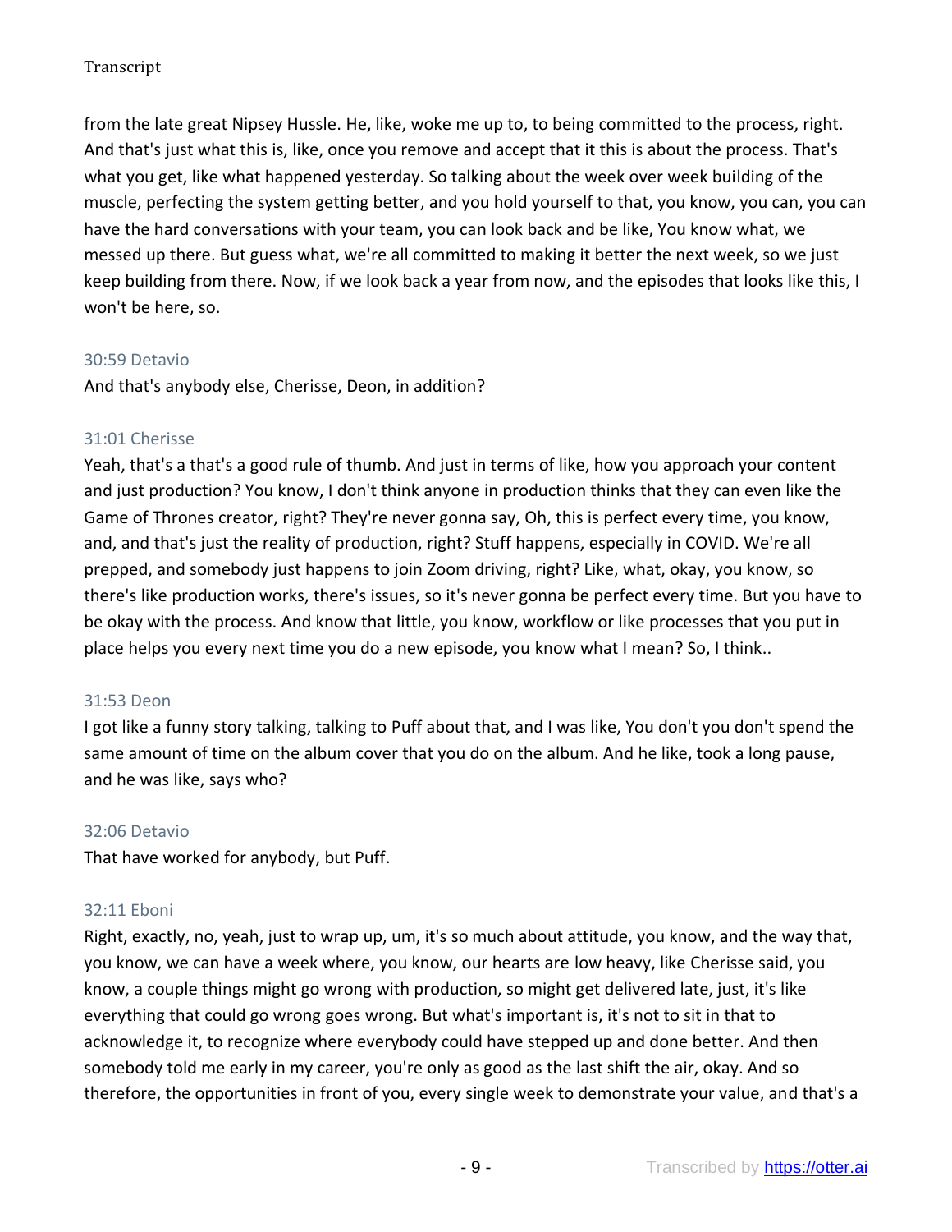from the late great Nipsey Hussle. He, like, woke me up to, to being committed to the process, right. And that's just what this is, like, once you remove and accept that it this is about the process. That's what you get, like what happened yesterday. So talking about the week over week building of the muscle, perfecting the system getting better, and you hold yourself to that, you know, you can, you can have the hard conversations with your team, you can look back and be like, You know what, we messed up there. But guess what, we're all committed to making it better the next week, so we just keep building from there. Now, if we look back a year from now, and the episodes that looks like this, I won't be here, so.

30:59 Detavio

And that's anybody else, Cherisse, Deon, in addition?

31:01 Cherisse

Yeah, that's a that's a good rule of thumb. And just in terms of like, how you approach your content and just production? You know, I don't think anyone in production thinks that they can even like the Game of Thrones creator, right? They're never gonna say, Oh, this is perfect every time, you know, and, and that's just the reality of production, right? Stuff happens, especially in COVID. We're all prepped, and somebody just happens to join Zoom driving, right? Like, what, okay, you know, so there's like production works, there's issues, so it's never gonna be perfect every time. But you have to be okay with the process. And know that little, you know, workflow or like processes that you put in place helps you every next time you do a new episode, you know what I mean? So, I think..

31:53 Deon

I got like a funny story talking, talking to Puff about that, and I was like, You don't you don't spend the same amount of time on the album cover that you do on the album. And he like, took a long pause, and he was like, says who?

32:06 Detavio

That have worked for anybody, but Puff.

32:11 Eboni

Right, exactly, no, yeah, just to wrap up, um, it's so much about attitude, you know, and the way that, you know, we can have a week where, you know, our hearts are low heavy, like Cherisse said, you know, a couple things might go wrong with production, so might get delivered late, just, it's like everything that could go wrong goes wrong. But what's important is, it's not to sit in that to acknowledge it, to recognize where everybody could have stepped up and done better. And then somebody told me early in my career, you're only as good as the last shift the air, okay. And so therefore, the opportunities in front of you, every single week to demonstrate your value, and that's a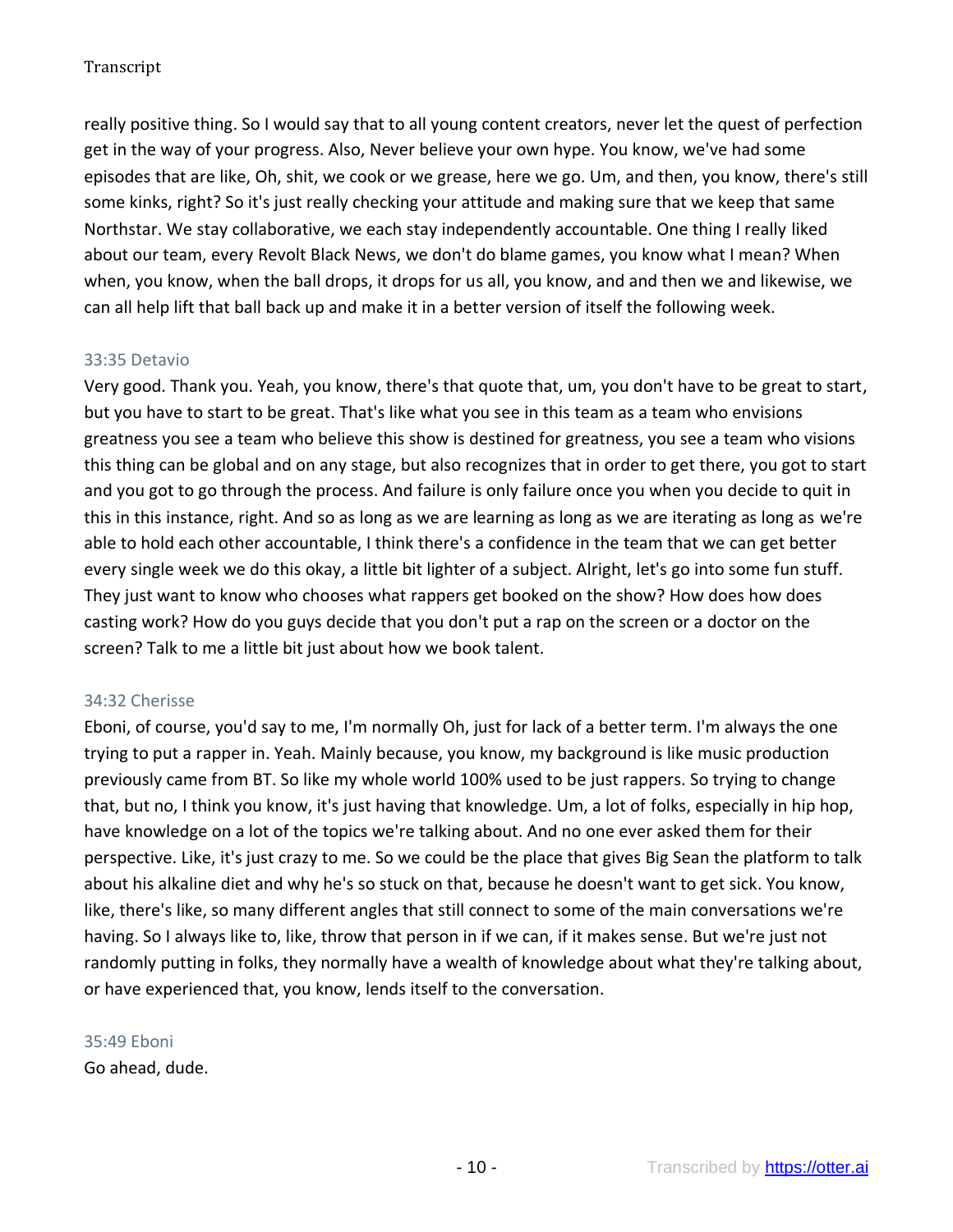really positive thing. So I would say that to all young content creators, never let the quest of perfection get in the way of your progress. Also, Never believe your own hype. You know, we've had some episodes that are like, Oh, shit, we cook or we grease, here we go. Um, and then, you know, there's still some kinks, right? So it's just really checking your attitude and making sure that we keep that same Northstar. We stay collaborative, we each stay independently accountable. One thing I really liked about our team, every Revolt Black News, we don't do blame games, you know what I mean? When when, you know, when the ball drops, it drops for us all, you know, and and then we and likewise, we can all help lift that ball back up and make it in a better version of itself the following week.

33:35 Detavio

Very good. Thank you. Yeah, you know, there's that quote that, um, you don't have to be great to start, but you have to start to be great. That's like what you see in this team as a team who envisions greatness you see a team who believe this show is destined for greatness, you see a team who visions this thing can be global and on any stage, but also recognizes that in order to get there, you got to start and you got to go through the process. And failure is only failure once you when you decide to quit in this in this instance, right. And so as long as we are learning as long as we are iterating as long as we're able to hold each other accountable, I think there's a confidence in the team that we can get better every single week we do this okay, a little bit lighter of a subject. Alright, let's go into some fun stuff. They just want to know who chooses what rappers get booked on the show? How does how does casting work? How do you guys decide that you don't put a rap on the screen or a doctor on the screen? Talk to me a little bit just about how we book talent.

34:32 Cherisse

Eboni, of course, you'd say to me, I'm normally Oh, just for lack of a better term. I'm always the one trying to put a rapper in. Yeah. Mainly because, you know, my background is like music production previously came from BT. So like my whole world 100% used to be just rappers. So trying to change that, but no, I think you know, it's just having that knowledge. Um, a lot of folks, especially in hip hop, have knowledge on a lot of the topics we're talking about. And no one ever asked them for their perspective. Like, it's just crazy to me. So we could be the place that gives Big Sean the platform to talk about his alkaline diet and why he's so stuck on that, because he doesn't want to get sick. You know, like, there's like, so many different angles that still connect to some of the main conversations we're having. So I always like to, like, throw that person in if we can, if it makes sense. But we're just not randomly putting in folks, they normally have a wealth of knowledge about what they're talking about, or have experienced that, you know, lends itself to the conversation.

35:49 Eboni

Go ahead, dude.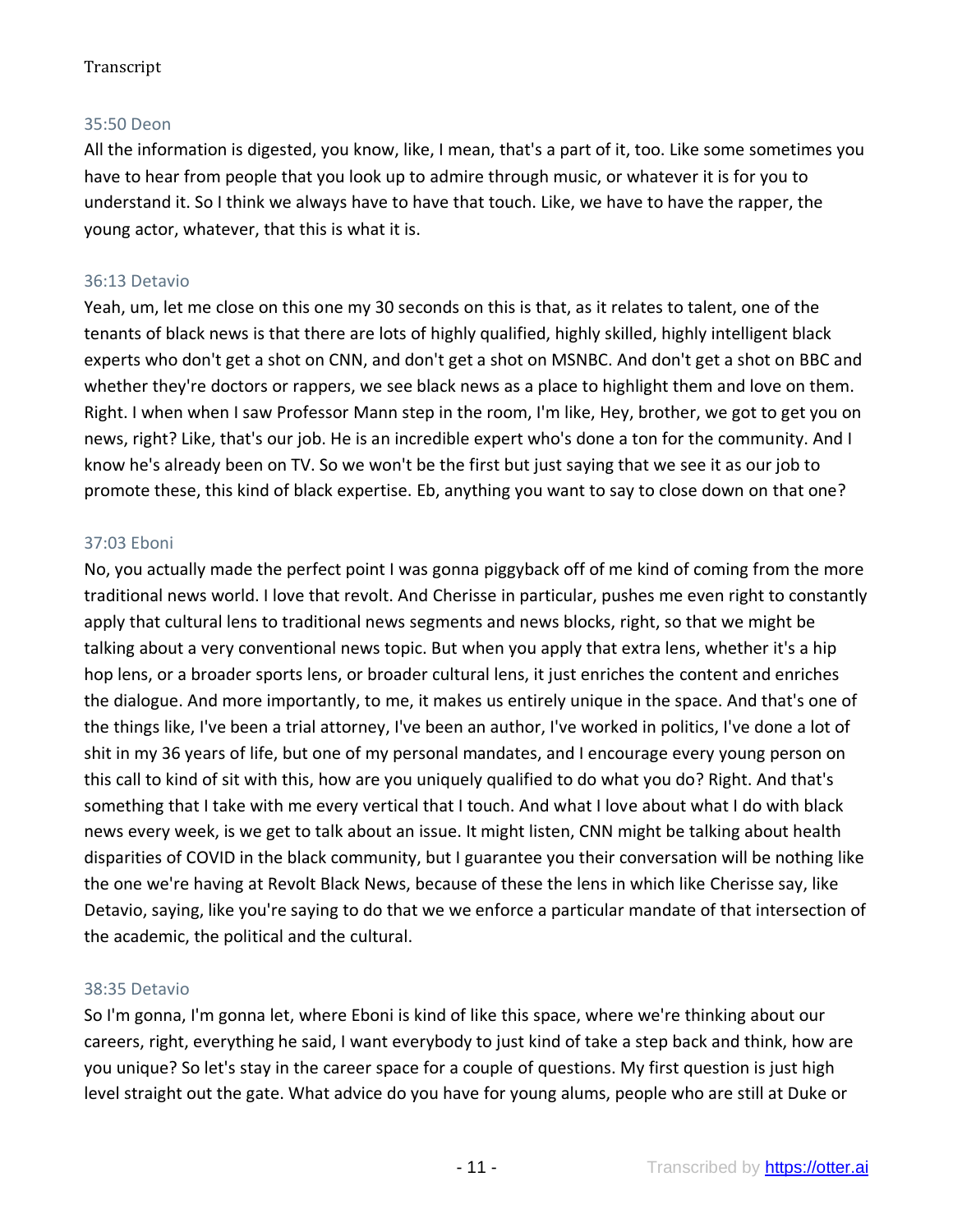35:50 Deon

All the information is digested, you know, like, I mean, that's a part of it, too. Like some sometimes you have to hear from people that you look up to admire through music, or whatever it is for you to understand it. So I think we always have to have that touch. Like, we have to have the rapper, the young actor, whatever, that this is what it is.

36:13 Detavio

Yeah, um, let me close on this one my 30 seconds on this is that, as it relates to talent, one of the tenants of black news is that there are lots of highly qualified, highly skilled, highly intelligent black experts who don't get a shot on CNN, and don't get a shot on MSNBC. And don't get a shot on BBC and whether they're doctors or rappers, we see black news as a place to highlight them and love on them. Right. I when when I saw Professor Mann step in the room, I'm like, Hey, brother, we got to get you on news, right? Like, that's our job. He is an incredible expert who's done a ton for the community. And I know he's already been on TV. So we won't be the first but just saying that we see it as our job to promote these, this kind of black expertise. Eb, anything you want to say to close down on that one?

37:03 Eboni

No, you actually made the perfect point I was gonna piggyback off of me kind of coming from the more traditional news world. I love that revolt. And Cherisse in particular, pushes me even right to constantly apply that cultural lens to traditional news segments and news blocks, right, so that we might be talking about a very conventional news topic. But when you apply that extra lens, whether it's a hip hop lens, or a broader sports lens, or broader cultural lens, it just enriches the content and enriches the dialogue. And more importantly, to me, it makes us entirely unique in the space. And that's one of the things like, I've been a trial attorney, I've been an author, I've worked in politics, I've done a lot of shit in my 36 years of life, but one of my personal mandates, and I encourage every young person on this call to kind of sit with this, how are you uniquely qualified to do what you do? Right. And that's something that I take with me every vertical that I touch. And what I love about what I do with black news every week, is we get to talk about an issue. It might listen, CNN might be talking about health disparities of COVID in the black community, but I guarantee you their conversation will be nothing like the one we're having at Revolt Black News, because of these the lens in which like Cherisse say, like Detavio, saying, like you're saying to do that we we enforce a particular mandate of that intersection of the academic, the political and the cultural.

38:35 Detavio

So I'm gonna, I'm gonna let, where Eboni is kind of like this space, where we're thinking about our careers, right, everything he said, I want everybody to just kind of take a step back and think, how are you unique? So let's stay in the career space for a couple of questions. My first question is just high level straight out the gate. What advice do you have for young alums, people who are still at Duke or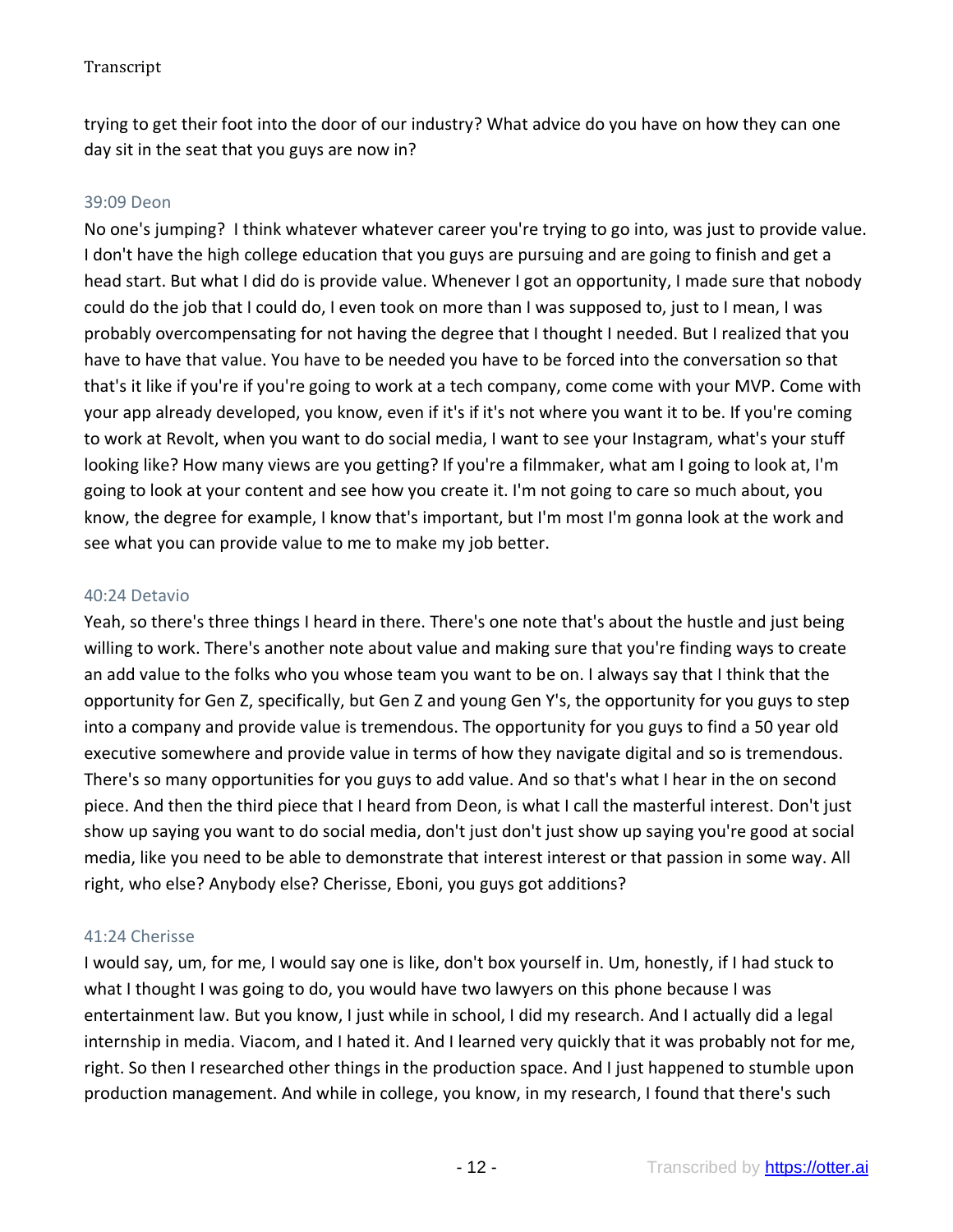trying to get their foot into the door of our industry? What advice do you have on how they can one day sit in the seat that you guys are now in?

39:09 Deon

No one's jumping? I think whatever whatever career you're trying to go into, was just to provide value. I don't have the high college education that you guys are pursuing and are going to finish and get a head start. But what I did do is provide value. Whenever I got an opportunity, I made sure that nobody could do the job that I could do, I even took on more than I was supposed to, just to I mean, I was probably overcompensating for not having the degree that I thought I needed. But I realized that you have to have that value. You have to be needed you have to be forced into the conversation so that that's it like if you're if you're going to work at a tech company, come come with your MVP. Come with your app already developed, you know, even if it's if it's not where you want it to be. If you're coming to work at Revolt, when you want to do social media, I want to see your Instagram, what's your stuff looking like? How many views are you getting? If you're a filmmaker, what am I going to look at, I'm going to look at your content and see how you create it. I'm not going to care so much about, you know, the degree for example, I know that's important, but I'm most I'm gonna look at the work and see what you can provide value to me to make my job better.

40:24 Detavio

Yeah, so there's three things I heard in there. There's one note that's about the hustle and just being willing to work. There's another note about value and making sure that you're finding ways to create an add value to the folks who you whose team you want to be on. I always say that I think that the opportunity for Gen Z, specifically, but Gen Z and young Gen Y's, the opportunity for you guys to step into a company and provide value is tremendous. The opportunity for you guys to find a 50 year old executive somewhere and provide value in terms of how they navigate digital and so is tremendous. There's so many opportunities for you guys to add value. And so that's what I hear in the on second piece. And then the third piece that I heard from Deon, is what I call the masterful interest. Don't just show up saying you want to do social media, don't just don't just show up saying you're good at social media, like you need to be able to demonstrate that interest interest or that passion in some way. All right, who else? Anybody else? Cherisse, Eboni, you guys got additions?

41:24 Cherisse

I would say, um, for me, I would say one is like, don't box yourself in. Um, honestly, if I had stuck to what I thought I was going to do, you would have two lawyers on this phone because I was entertainment law. But you know, I just while in school, I did my research. And I actually did a legal internship in media. Viacom, and I hated it. And I learned very quickly that it was probably not for me, right. So then I researched other things in the production space. And I just happened to stumble upon production management. And while in college, you know, in my research, I found that there's such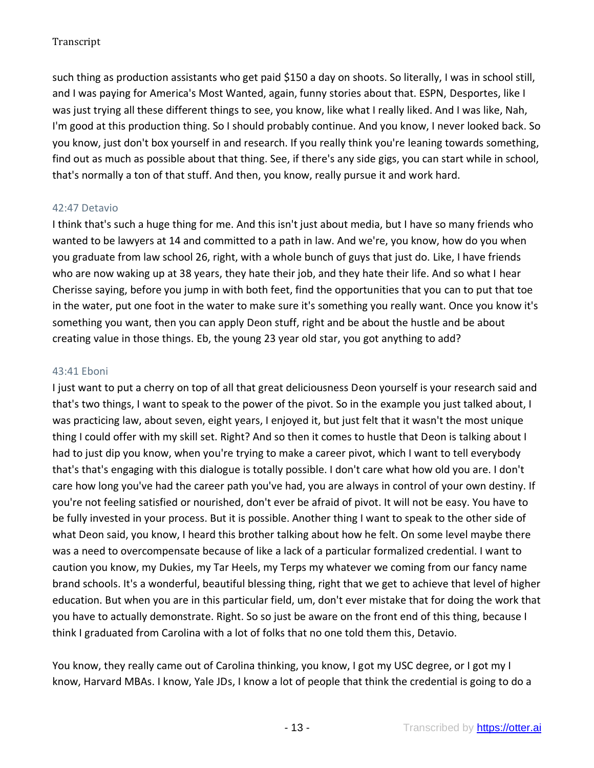such thing as production assistants who get paid $150 a day on shoots. So literally, I was in school still, and I was paying for America's Most Wanted, again, funny stories about that. ESPN, Desportes, like I was just trying all these different things to see, you know, like what I really liked. And I was like, Nah, I'm good at this production thing. So I should probably continue. And you know, I never looked back. So you know, just don't box yourself in and research. If you really think you're leaning towards something, find out as much as possible about that thing. See, if there's any side gigs, you can start while in school, that's normally a ton of that stuff. And then, you know, really pursue it and work hard.

### 42:47 Detavio

I think that's such a huge thing for me. And this isn't just about media, but I have so many friends who wanted to be lawyers at 14 and committed to a path in law. And we're, you know, how do you when you graduate from law school 26, right, with a whole bunch of guys that just do. Like, I have friends who are now waking up at 38 years, they hate their job, and they hate their life. And so what I hear Cherisse saying, before you jump in with both feet, find the opportunities that you can to put that toe in the water, put one foot in the water to make sure it's something you really want. Once you know it's something you want, then you can apply Deon stuff, right and be about the hustle and be about creating value in those things. Eb, the young 23 year old star, you got anything to add?

### 43:41 Eboni

I just want to put a cherry on top of all that great deliciousness Deon yourself is your research said and that's two things, I want to speak to the power of the pivot. So in the example you just talked about, I was practicing law, about seven, eight years, I enjoyed it, but just felt that it wasn't the most unique thing I could offer with my skill set. Right? And so then it comes to hustle that Deon is talking about I had to just dip you know, when you're trying to make a career pivot, which I want to tell everybody that's that's engaging with this dialogue is totally possible. I don't care what how old you are. I don't care how long you've had the career path you've had, you are always in control of your own destiny. If you're not feeling satisfied or nourished, don't ever be afraid of pivot. It will not be easy. You have to be fully invested in your process. But it is possible. Another thing I want to speak to the other side of what Deon said, you know, I heard this brother talking about how he felt. On some level maybe there was a need to overcompensate because of like a lack of a particular formalized credential. I want to caution you know, my Dukies, my Tar Heels, my Terps my whatever we coming from our fancy name brand schools. It's a wonderful, beautiful blessing thing, right that we get to achieve that level of higher education. But when you are in this particular field, um, don't ever mistake that for doing the work that you have to actually demonstrate. Right. So so just be aware on the front end of this thing, because I think I graduated from Carolina with a lot of folks that no one told them this, Detavio.

You know, they really came out of Carolina thinking, you know, I got my USC degree, or I got my I know, Harvard MBAs. I know, Yale JDs, I know a lot of people that think the credential is going to do a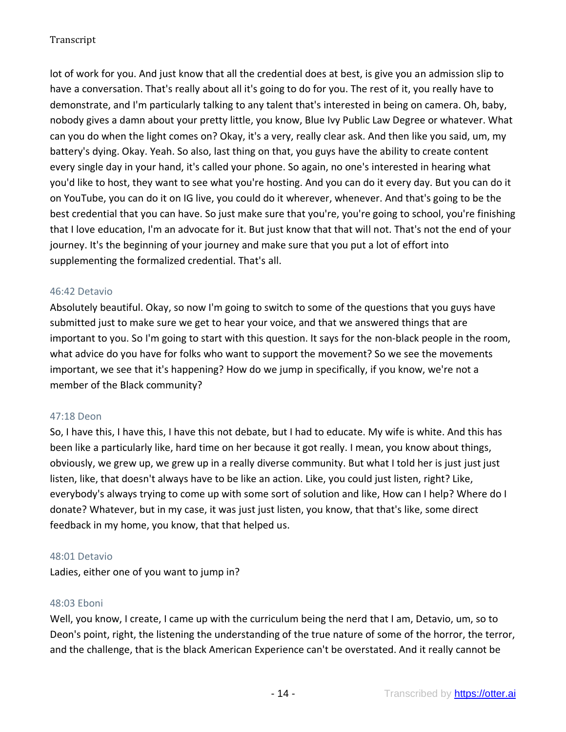lot of work for you. And just know that all the credential does at best, is give you an admission slip to have a conversation. That's really about all it's going to do for you. The rest of it, you really have to demonstrate, and I'm particularly talking to any talent that's interested in being on camera. Oh, baby, nobody gives a damn about your pretty little, you know, Blue Ivy Public Law Degree or whatever. What can you do when the light comes on? Okay, it's a very, really clear ask. And then like you said, um, my battery's dying. Okay. Yeah. So also, last thing on that, you guys have the ability to create content every single day in your hand, it's called your phone. So again, no one's interested in hearing what you'd like to host, they want to see what you're hosting. And you can do it every day. But you can do it on YouTube, you can do it on IG live, you could do it wherever, whenever. And that's going to be the best credential that you can have. So just make sure that you're, you're going to school, you're finishing that I love education, I'm an advocate for it. But just know that that will not. That's not the end of your journey. It's the beginning of your journey and make sure that you put a lot of effort into supplementing the formalized credential. That's all.

46:42 Detavio

Absolutely beautiful. Okay, so now I'm going to switch to some of the questions that you guys have submitted just to make sure we get to hear your voice, and that we answered things that are important to you. So I'm going to start with this question. It says for the non-black people in the room, what advice do you have for folks who want to support the movement? So we see the movements important, we see that it's happening? How do we jump in specifically, if you know, we're not a member of the Black community?

47:18 Deon

So, I have this, I have this, I have this not debate, but I had to educate. My wife is white. And this has been like a particularly like, hard time on her because it got really. I mean, you know about things, obviously, we grew up, we grew up in a really diverse community. But what I told her is just just just listen, like, that doesn't always have to be like an action. Like, you could just listen, right? Like, everybody's always trying to come up with some sort of solution and like, How can I help? Where do I donate? Whatever, but in my case, it was just just listen, you know, that that's like, some direct feedback in my home, you know, that that helped us.

48:01 Detavio

Ladies, either one of you want to jump in?

48:03 Eboni

Well, you know, I create, I came up with the curriculum being the nerd that I am, Detavio, um, so to Deon's point, right, the listening the understanding of the true nature of some of the horror, the terror, and the challenge, that is the black American Experience can't be overstated. And it really cannot be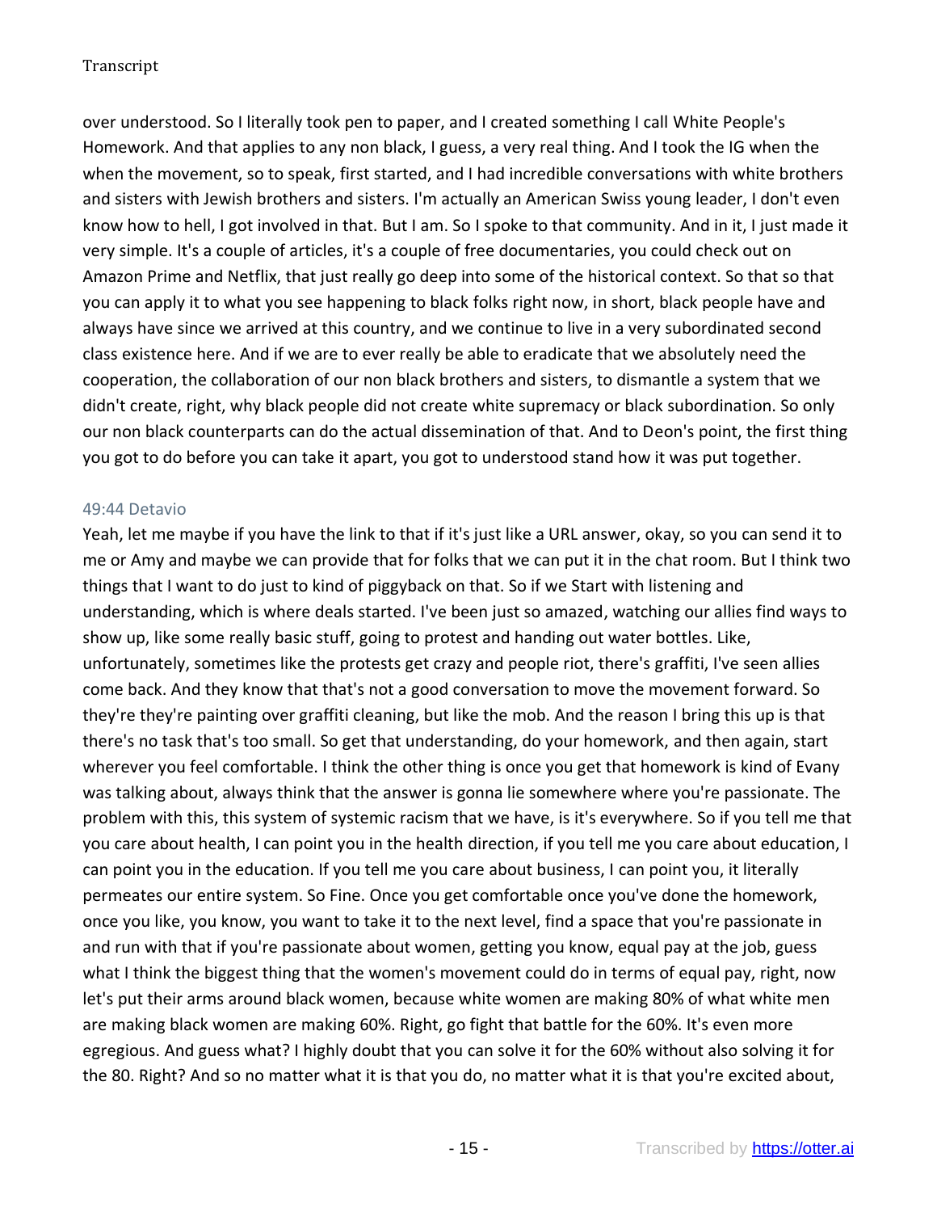over understood. So I literally took pen to paper, and I created something I call White People's Homework. And that applies to any non black, I guess, a very real thing. And I took the IG when the when the movement, so to speak, first started, and I had incredible conversations with white brothers and sisters with Jewish brothers and sisters. I'm actually an American Swiss young leader, I don't even know how to hell, I got involved in that. But I am. So I spoke to that community. And in it, I just made it very simple. It's a couple of articles, it's a couple of free documentaries, you could check out on Amazon Prime and Netflix, that just really go deep into some of the historical context. So that so that you can apply it to what you see happening to black folks right now, in short, black people have and always have since we arrived at this country, and we continue to live in a very subordinated second class existence here. And if we are to ever really be able to eradicate that we absolutely need the cooperation, the collaboration of our non black brothers and sisters, to dismantle a system that we didn't create, right, why black people did not create white supremacy or black subordination. So only our non black counterparts can do the actual dissemination of that. And to Deon's point, the first thing you got to do before you can take it apart, you got to understood stand how it was put together.

49:44 Detavio

Yeah, let me maybe if you have the link to that if it's just like a URL answer, okay, so you can send it to me or Amy and maybe we can provide that for folks that we can put it in the chat room. But I think two things that I want to do just to kind of piggyback on that. So if we Start with listening and understanding, which is where deals started. I've been just so amazed, watching our allies find ways to show up, like some really basic stuff, going to protest and handing out water bottles. Like, unfortunately, sometimes like the protests get crazy and people riot, there's graffiti, I've seen allies come back. And they know that that's not a good conversation to move the movement forward. So they're they're painting over graffiti cleaning, but like the mob. And the reason I bring this up is that there's no task that's too small. So get that understanding, do your homework, and then again, start wherever you feel comfortable. I think the other thing is once you get that homework is kind of Evany was talking about, always think that the answer is gonna lie somewhere where you're passionate. The problem with this, this system of systemic racism that we have, is it's everywhere. So if you tell me that you care about health, I can point you in the health direction, if you tell me you care about education, I can point you in the education. If you tell me you care about business, I can point you, it literally permeates our entire system. So Fine. Once you get comfortable once you've done the homework, once you like, you know, you want to take it to the next level, find a space that you're passionate in and run with that if you're passionate about women, getting you know, equal pay at the job, guess what I think the biggest thing that the women's movement could do in terms of equal pay, right, now let's put their arms around black women, because white women are making 80% of what white men are making black women are making 60%. Right, go fight that battle for the 60%. It's even more egregious. And guess what? I highly doubt that you can solve it for the 60% without also solving it for the 80. Right? And so no matter what it is that you do, no matter what it is that you're excited about,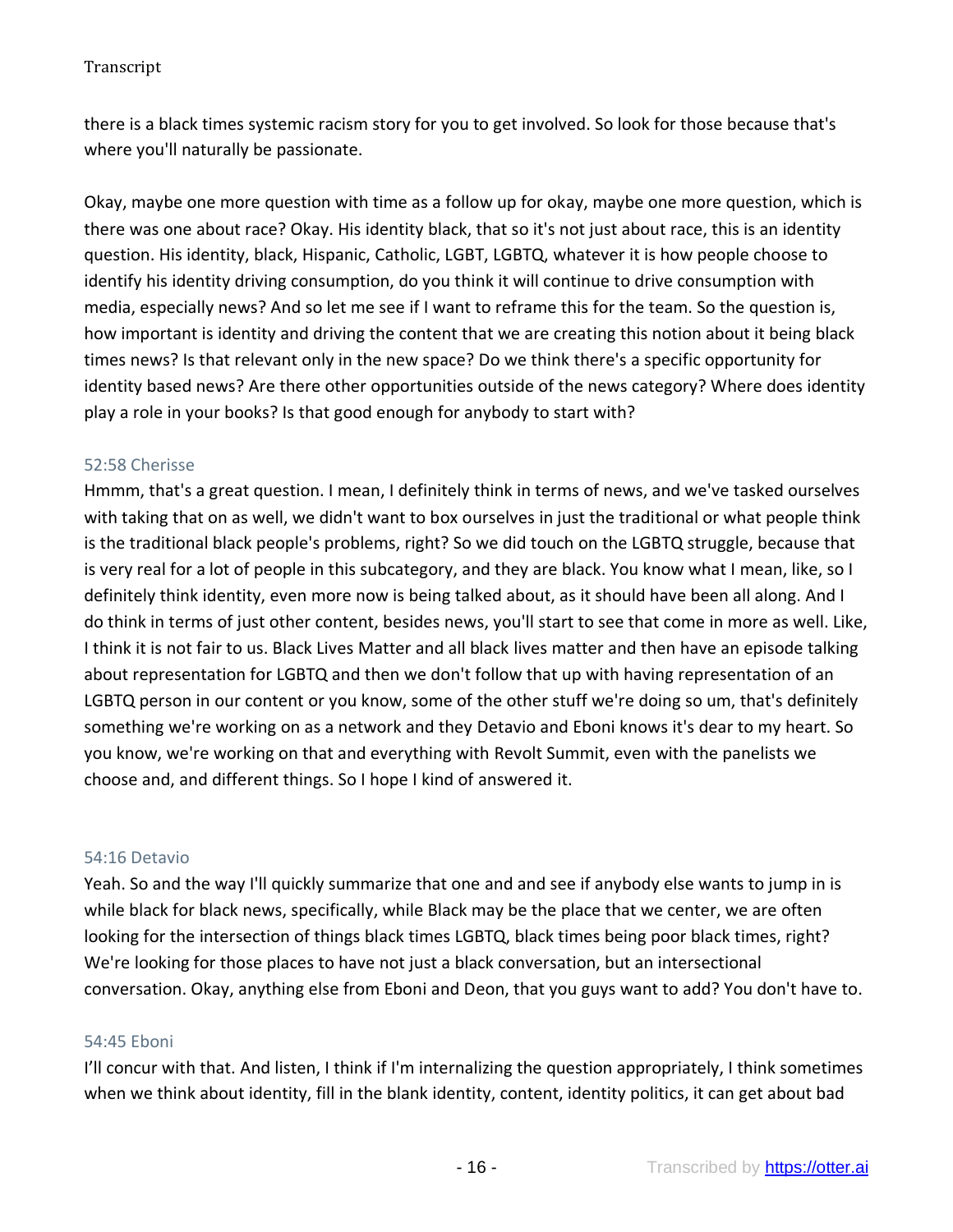there is a black times systemic racism story for you to get involved. So look for those because that's where you'll naturally be passionate.

Okay, maybe one more question with time as a follow up for okay, maybe one more question, which is there was one about race? Okay. His identity black, that so it's not just about race, this is an identity question. His identity, black, Hispanic, Catholic, LGBT, LGBTQ, whatever it is how people choose to identify his identity driving consumption, do you think it will continue to drive consumption with media, especially news? And so let me see if I want to reframe this for the team. So the question is, how important is identity and driving the content that we are creating this notion about it being black times news? Is that relevant only in the new space? Do we think there's a specific opportunity for identity based news? Are there other opportunities outside of the news category? Where does identity play a role in your books? Is that good enough for anybody to start with?

52:58 Cherisse

Hmmm, that's a great question. I mean, I definitely think in terms of news, and we've tasked ourselves with taking that on as well, we didn't want to box ourselves in just the traditional or what people think is the traditional black people's problems, right? So we did touch on the LGBTQ struggle, because that is very real for a lot of people in this subcategory, and they are black. You know what I mean, like, so I definitely think identity, even more now is being talked about, as it should have been all along. And I do think in terms of just other content, besides news, you'll start to see that come in more as well. Like, I think it is not fair to us. Black Lives Matter and all black lives matter and then have an episode talking about representation for LGBTQ and then we don't follow that up with having representation of an LGBTQ person in our content or you know, some of the other stuff we're doing so um, that's definitely something we're working on as a network and they Detavio and Eboni knows it's dear to my heart. So you know, we're working on that and everything with Revolt Summit, even with the panelists we choose and, and different things. So I hope I kind of answered it.

54:16 Detavio

Yeah. So and the way I'll quickly summarize that one and and see if anybody else wants to jump in is while black for black news, specifically, while Black may be the place that we center, we are often looking for the intersection of things black times LGBTQ, black times being poor black times, right? We're looking for those places to have not just a black conversation, but an intersectional conversation. Okay, anything else from Eboni and Deon, that you guys want to add? You don't have to.

54:45 Eboni

I'll concur with that. And listen, I think if I'm internalizing the question appropriately, I think sometimes when we think about identity, fill in the blank identity, content, identity politics, it can get about bad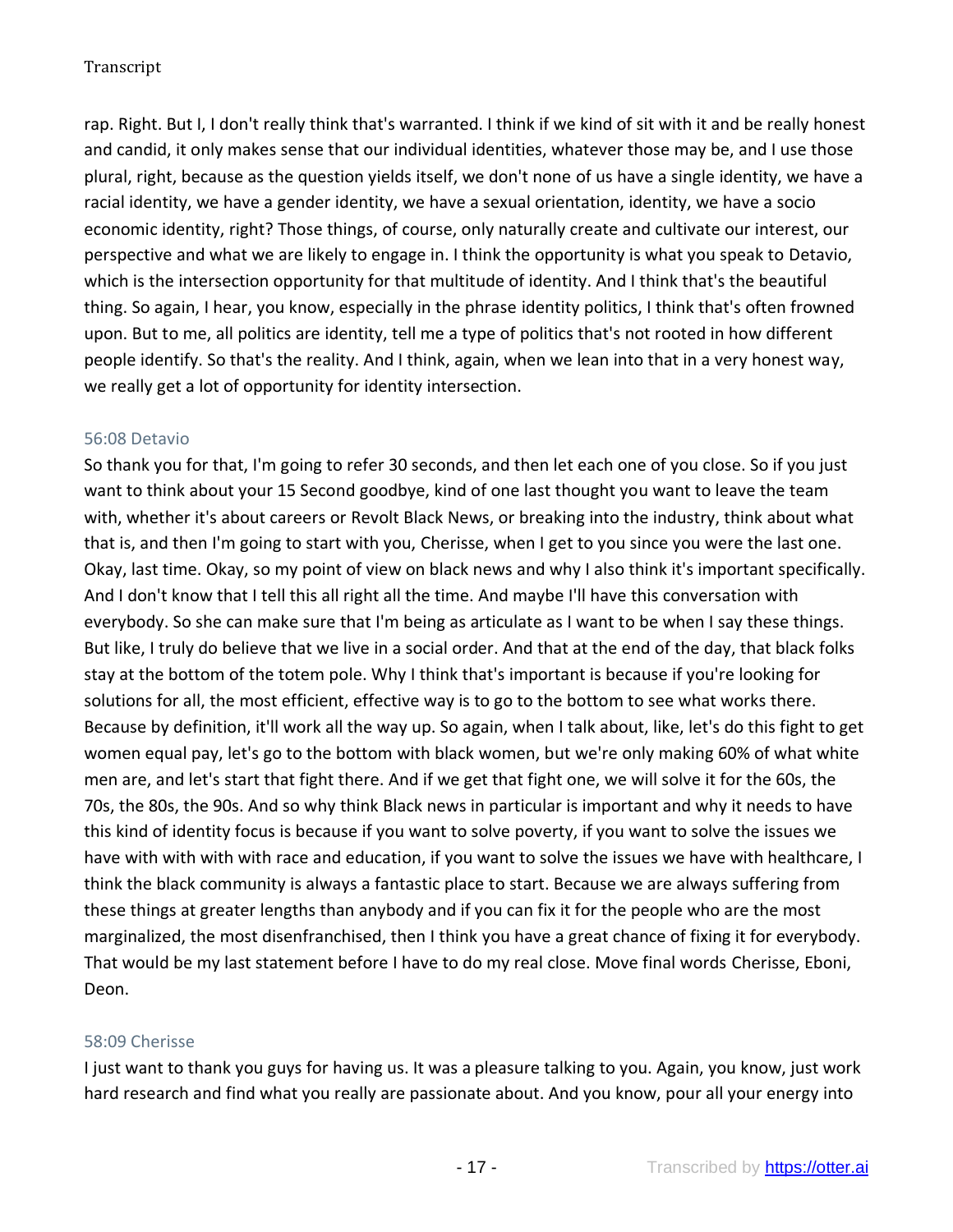rap. Right. But I, I don't really think that's warranted. I think if we kind of sit with it and be really honest and candid, it only makes sense that our individual identities, whatever those may be, and I use those plural, right, because as the question yields itself, we don't none of us have a single identity, we have a racial identity, we have a gender identity, we have a sexual orientation, identity, we have a socio economic identity, right? Those things, of course, only naturally create and cultivate our interest, our perspective and what we are likely to engage in. I think the opportunity is what you speak to Detavio, which is the intersection opportunity for that multitude of identity. And I think that's the beautiful thing. So again, I hear, you know, especially in the phrase identity politics, I think that's often frowned upon. But to me, all politics are identity, tell me a type of politics that's not rooted in how different people identify. So that's the reality. And I think, again, when we lean into that in a very honest way, we really get a lot of opportunity for identity intersection.

### 56:08 Detavio

So thank you for that, I'm going to refer 30 seconds, and then let each one of you close. So if you just want to think about your 15 Second goodbye, kind of one last thought you want to leave the team with, whether it's about careers or Revolt Black News, or breaking into the industry, think about what that is, and then I'm going to start with you, Cherisse, when I get to you since you were the last one. Okay, last time. Okay, so my point of view on black news and why I also think it's important specifically. And I don't know that I tell this all right all the time. And maybe I'll have this conversation with everybody. So she can make sure that I'm being as articulate as I want to be when I say these things. But like, I truly do believe that we live in a social order. And that at the end of the day, that black folks stay at the bottom of the totem pole. Why I think that's important is because if you're looking for solutions for all, the most efficient, effective way is to go to the bottom to see what works there. Because by definition, it'll work all the way up. So again, when I talk about, like, let's do this fight to get women equal pay, let's go to the bottom with black women, but we're only making 60% of what white men are, and let's start that fight there. And if we get that fight one, we will solve it for the 60s, the 70s, the 80s, the 90s. And so why think Black news in particular is important and why it needs to have this kind of identity focus is because if you want to solve poverty, if you want to solve the issues we have with with with with race and education, if you want to solve the issues we have with healthcare, I think the black community is always a fantastic place to start. Because we are always suffering from these things at greater lengths than anybody and if you can fix it for the people who are the most marginalized, the most disenfranchised, then I think you have a great chance of fixing it for everybody. That would be my last statement before I have to do my real close. Move final words Cherisse, Eboni, Deon.

### 58:09 Cherisse

I just want to thank you guys for having us. It was a pleasure talking to you. Again, you know, just work hard research and find what you really are passionate about. And you know, pour all your energy into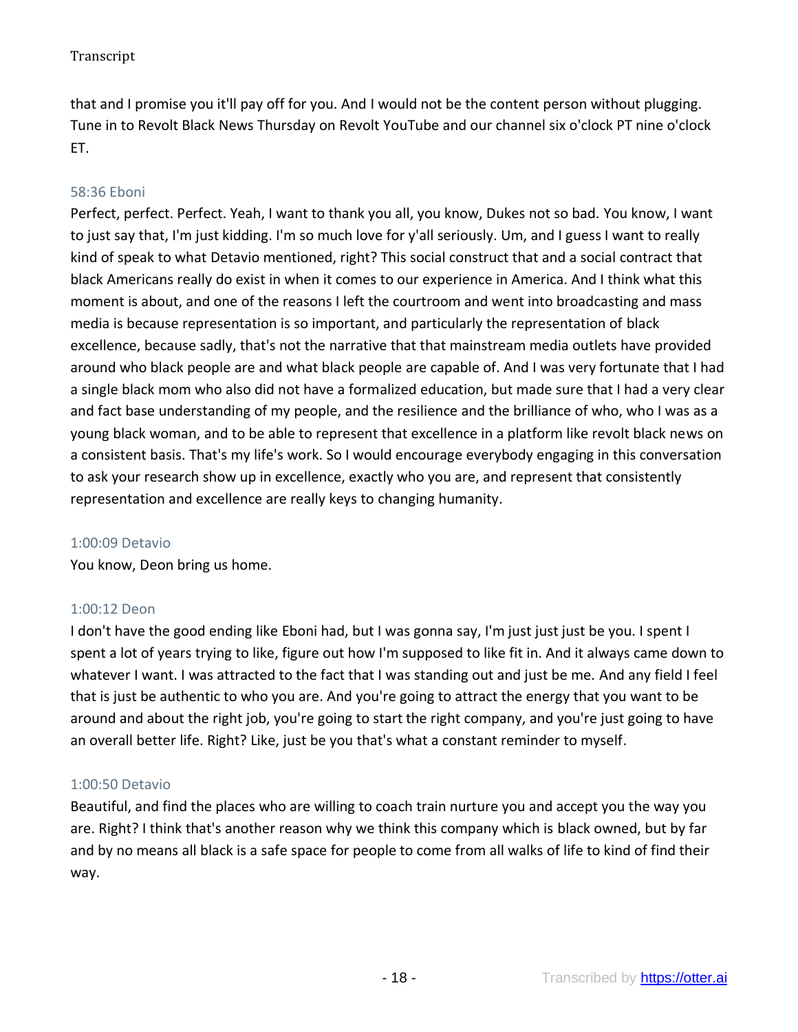that and I promise you it'll pay off for you. And I would not be the content person without plugging. Tune in to Revolt Black News Thursday on Revolt YouTube and our channel six o'clock PT nine o'clock ET.

58:36 Eboni

Perfect, perfect. Perfect. Yeah, I want to thank you all, you know, Dukes not so bad. You know, I want to just say that, I'm just kidding. I'm so much love for y'all seriously. Um, and I guess I want to really kind of speak to what Detavio mentioned, right? This social construct that and a social contract that black Americans really do exist in when it comes to our experience in America. And I think what this moment is about, and one of the reasons I left the courtroom and went into broadcasting and mass media is because representation is so important, and particularly the representation of black excellence, because sadly, that's not the narrative that that mainstream media outlets have provided around who black people are and what black people are capable of. And I was very fortunate that I had a single black mom who also did not have a formalized education, but made sure that I had a very clear and fact base understanding of my people, and the resilience and the brilliance of who, who I was as a young black woman, and to be able to represent that excellence in a platform like revolt black news on a consistent basis. That's my life's work. So I would encourage everybody engaging in this conversation to ask your research show up in excellence, exactly who you are, and represent that consistently representation and excellence are really keys to changing humanity.

1:00:09 Detavio

You know, Deon bring us home.

1:00:12 Deon

I don't have the good ending like Eboni had, but I was gonna say, I'm just just just be you. I spent I spent a lot of years trying to like, figure out how I'm supposed to like fit in. And it always came down to whatever I want. I was attracted to the fact that I was standing out and just be me. And any field I feel that is just be authentic to who you are. And you're going to attract the energy that you want to be around and about the right job, you're going to start the right company, and you're just going to have an overall better life. Right? Like, just be you that's what a constant reminder to myself.

1:00:50 Detavio

Beautiful, and find the places who are willing to coach train nurture you and accept you the way you are. Right? I think that's another reason why we think this company which is black owned, but by far and by no means all black is a safe space for people to come from all walks of life to kind of find their way.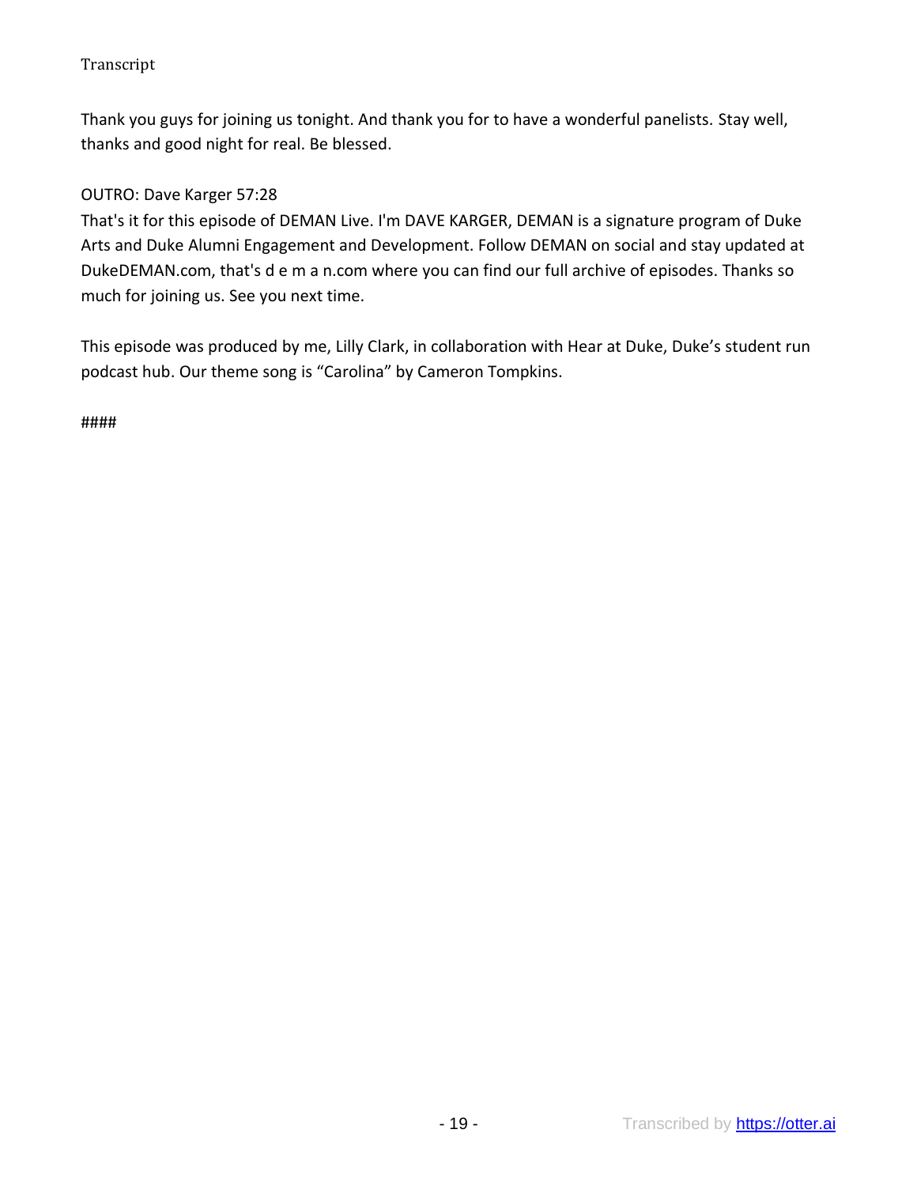Thank you guys for joining us tonight. And thank you for to have a wonderful panelists. Stay well, thanks and good night for real. Be blessed.

OUTRO: Dave Karger 57:28

That's it for this episode of DEMAN Live. I'm DAVE KARGER, DEMAN is a signature program of Duke Arts and Duke Alumni Engagement and Development. Follow DEMAN on social and stay updated at DukeDEMAN.com, that's d e m a n.com where you can find our full archive of episodes. Thanks so much for joining us. See you next time.

This episode was produced by me, Lilly Clark, in collaboration with Hear at Duke, Duke's student run podcast hub. Our theme song is "Carolina" by Cameron Tompkins.

####